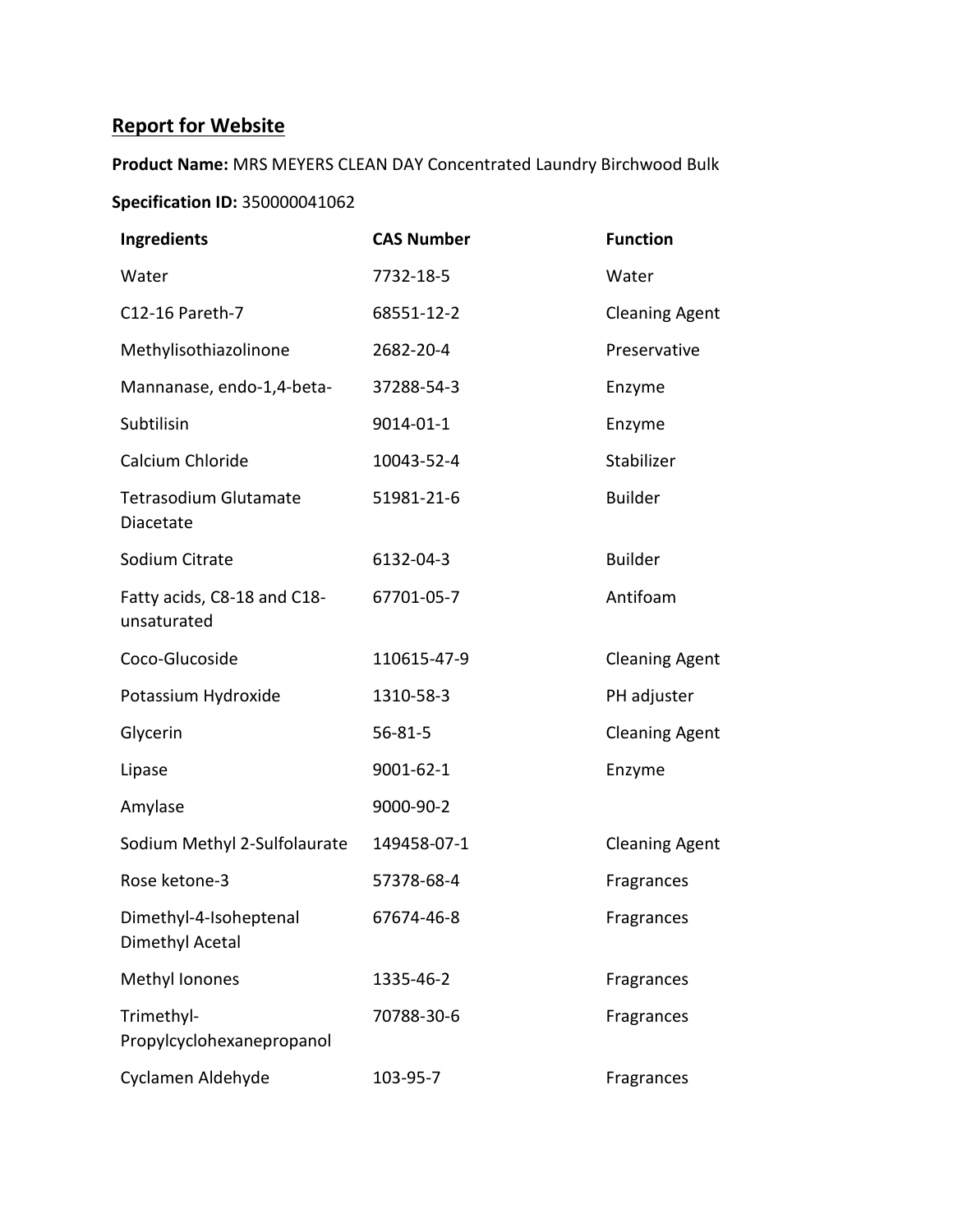## Report for Website

**Product Name:** MRS MEYERS CLEAN DAY Concentrated Laundry Birchwood Bulk

**Specification ID:** 350000041062

| Ingredients | CAS Number | Function |
|---|---|---|
| Water | 7732-18-5 | Water |
| C12-16 Pareth-7 | 68551-12-2 | Cleaning Agent |
| Methylisothiazolinone | 2682-20-4 | Preservative |
| Mannanase, endo-1,4-beta- | 37288-54-3 | Enzyme |
| Subtilisin | 9014-01-1 | Enzyme |
| Calcium Chloride | 10043-52-4 | Stabilizer |
| Tetrasodium Glutamate Diacetate | 51981-21-6 | Builder |
| Sodium Citrate | 6132-04-3 | Builder |
| Fatty acids, C8-18 and C18-unsaturated | 67701-05-7 | Antifoam |
| Coco-Glucoside | 110615-47-9 | Cleaning Agent |
| Potassium Hydroxide | 1310-58-3 | PH adjuster |
| Glycerin | 56-81-5 | Cleaning Agent |
| Lipase | 9001-62-1 | Enzyme |
| Amylase | 9000-90-2 | |
| Sodium Methyl 2-Sulfolaurate | 149458-07-1 | Cleaning Agent |
| Rose ketone-3 | 57378-68-4 | Fragrances |
| Dimethyl-4-Isoheptenal Dimethyl Acetal | 67674-46-8 | Fragrances |
| Methyl Ionones | 1335-46-2 | Fragrances |
| Trimethyl-Propylcyclohexanepropanol | 70788-30-6 | Fragrances |
| Cyclamen Aldehyde | 103-95-7 | Fragrances |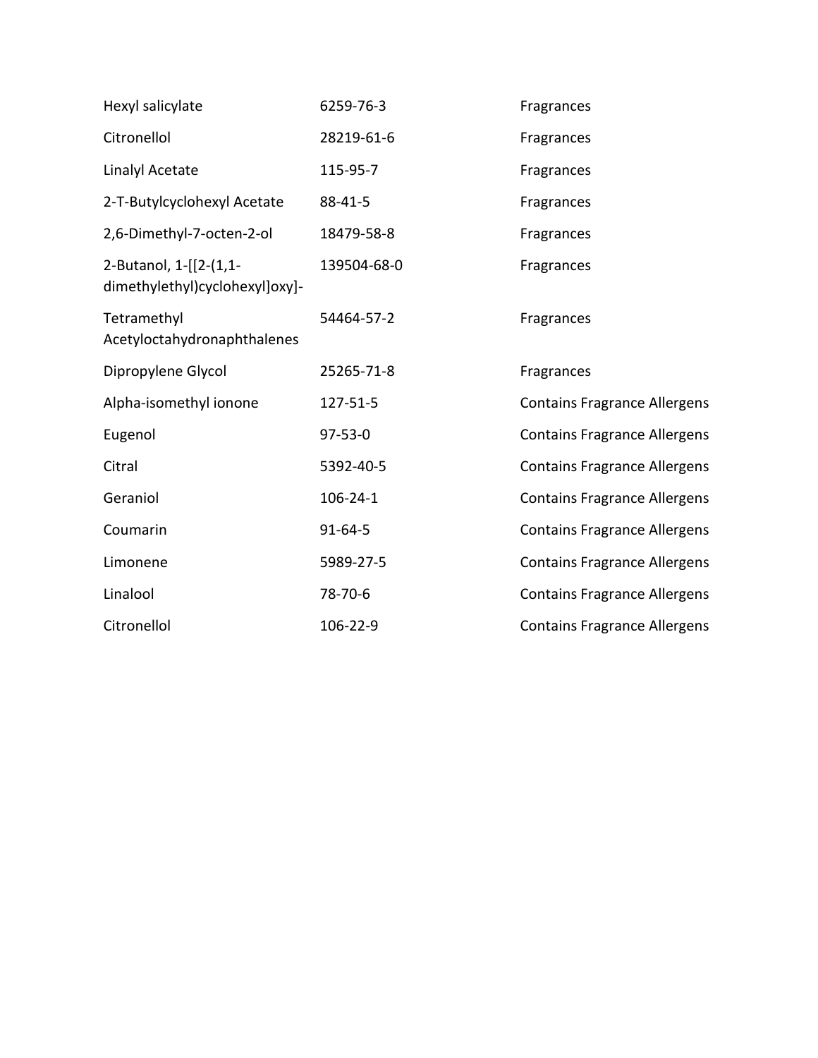| | | |
|---|---|---|
| Hexyl salicylate | 6259-76-3 | Fragrances |
| Citronellol | 28219-61-6 | Fragrances |
| Linalyl Acetate | 115-95-7 | Fragrances |
| 2-T-Butylcyclohexyl Acetate | 88-41-5 | Fragrances |
| 2,6-Dimethyl-7-octen-2-ol | 18479-58-8 | Fragrances |
| 2-Butanol, 1-[[2-(1,1-dimethylethyl)cyclohexyl]oxy]- | 139504-68-0 | Fragrances |
| Tetramethyl Acetyloctahydronaphthalenes | 54464-57-2 | Fragrances |
| Dipropylene Glycol | 25265-71-8 | Fragrances |
| Alpha-isomethyl ionone | 127-51-5 | Contains Fragrance Allergens |
| Eugenol | 97-53-0 | Contains Fragrance Allergens |
| Citral | 5392-40-5 | Contains Fragrance Allergens |
| Geraniol | 106-24-1 | Contains Fragrance Allergens |
| Coumarin | 91-64-5 | Contains Fragrance Allergens |
| Limonene | 5989-27-5 | Contains Fragrance Allergens |
| Linalool | 78-70-6 | Contains Fragrance Allergens |
| Citronellol | 106-22-9 | Contains Fragrance Allergens |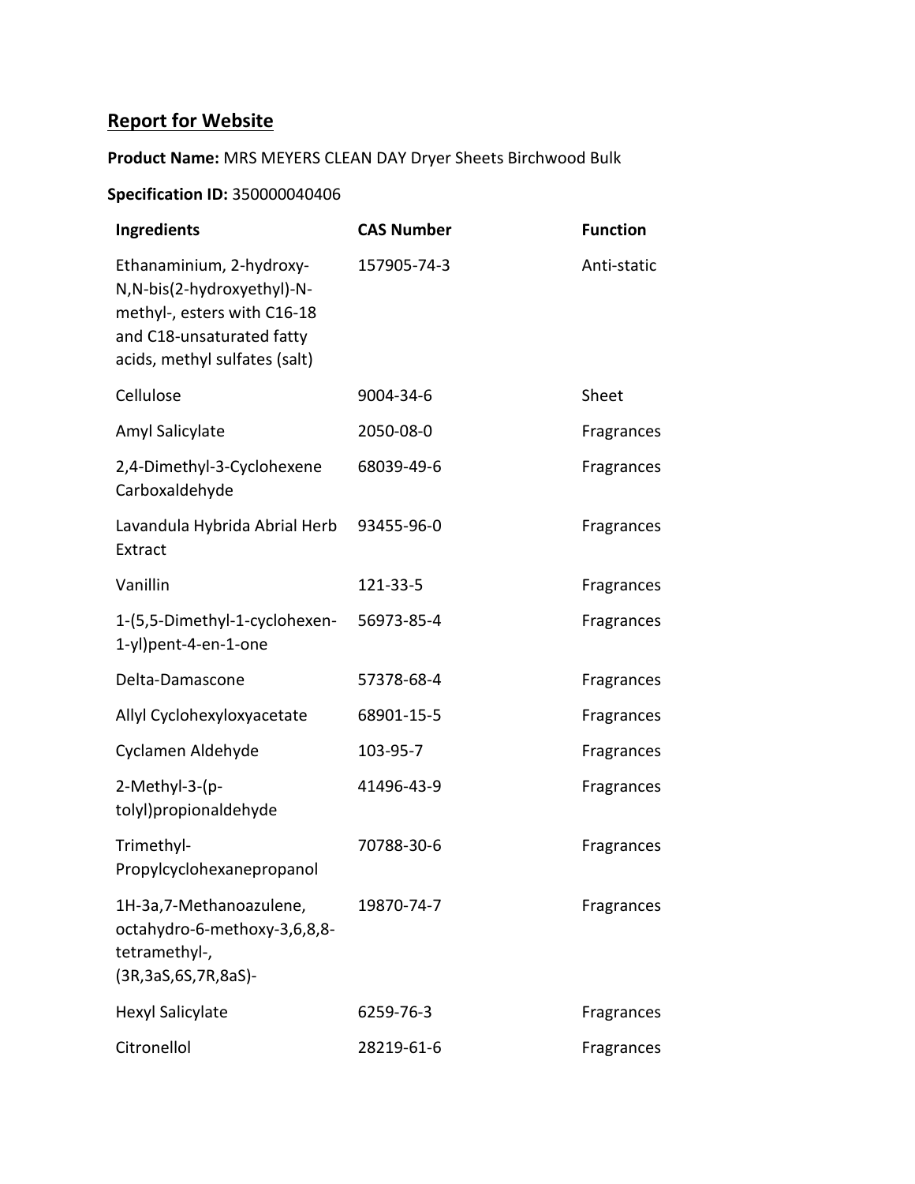## Report for Website

**Product Name:** MRS MEYERS CLEAN DAY Dryer Sheets Birchwood Bulk

**Specification ID:** 350000040406

| Ingredients | CAS Number | Function |
|---|---|---|
| Ethanaminium, 2-hydroxy-N,N-bis(2-hydroxyethyl)-N-methyl-, esters with C16-18 and C18-unsaturated fatty acids, methyl sulfates (salt) | 157905-74-3 | Anti-static |
| Cellulose | 9004-34-6 | Sheet |
| Amyl Salicylate | 2050-08-0 | Fragrances |
| 2,4-Dimethyl-3-Cyclohexene Carboxaldehyde | 68039-49-6 | Fragrances |
| Lavandula Hybrida Abrial Herb Extract | 93455-96-0 | Fragrances |
| Vanillin | 121-33-5 | Fragrances |
| 1-(5,5-Dimethyl-1-cyclohexen-1-yl)pent-4-en-1-one | 56973-85-4 | Fragrances |
| Delta-Damascone | 57378-68-4 | Fragrances |
| Allyl Cyclohexyloxyacetate | 68901-15-5 | Fragrances |
| Cyclamen Aldehyde | 103-95-7 | Fragrances |
| 2-Methyl-3-(p-tolyl)propionaldehyde | 41496-43-9 | Fragrances |
| Trimethyl-Propylcyclohexanepropanol | 70788-30-6 | Fragrances |
| 1H-3a,7-Methanoazulene, octahydro-6-methoxy-3,6,8,8-tetramethyl-, (3R,3aS,6S,7R,8aS)- | 19870-74-7 | Fragrances |
| Hexyl Salicylate | 6259-76-3 | Fragrances |
| Citronellol | 28219-61-6 | Fragrances |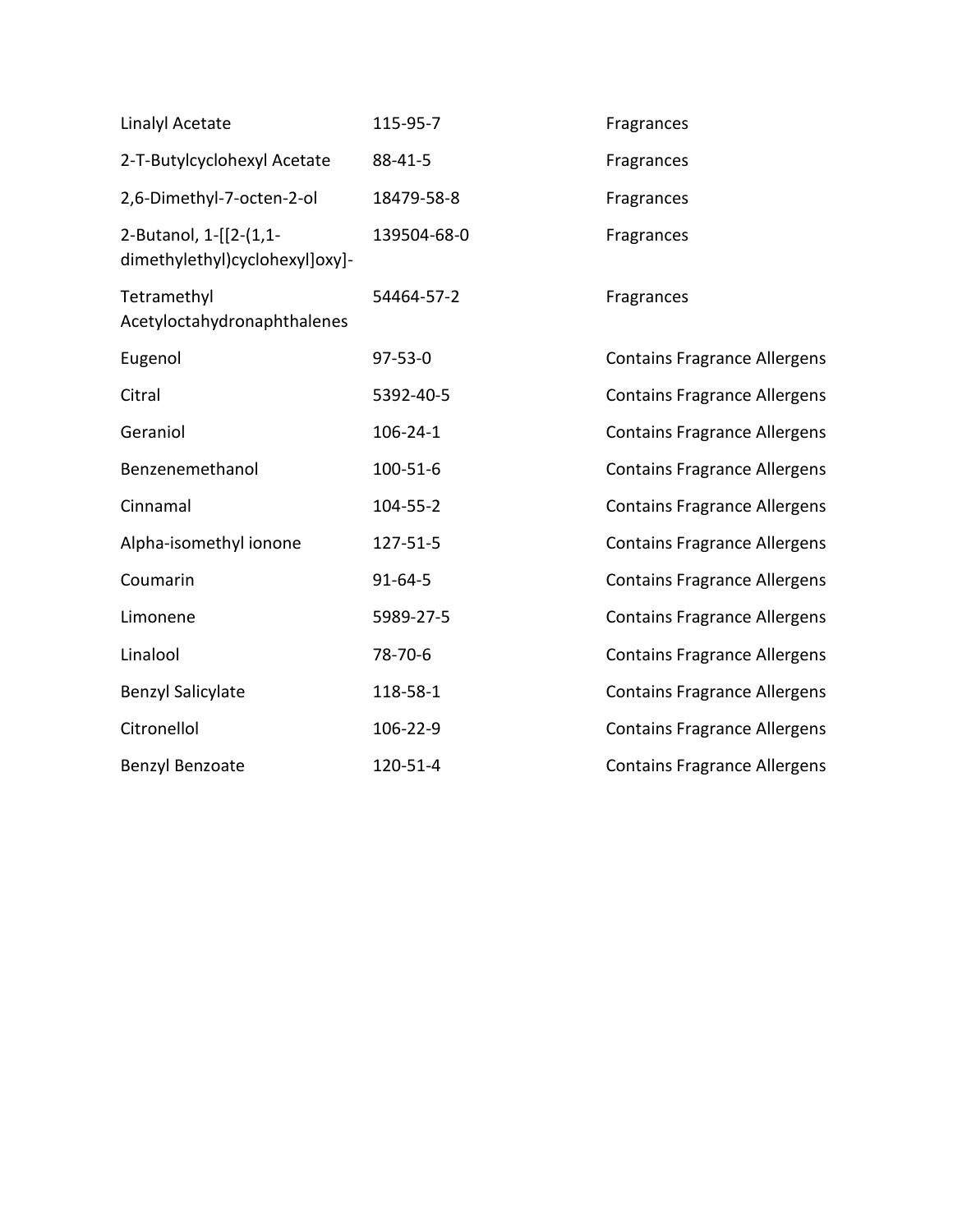| | | |
|---|---|---|
| Linalyl Acetate | 115-95-7 | Fragrances |
| 2-T-Butylcyclohexyl Acetate | 88-41-5 | Fragrances |
| 2,6-Dimethyl-7-octen-2-ol | 18479-58-8 | Fragrances |
| 2-Butanol, 1-[[2-(1,1-dimethylethyl)cyclohexyl]oxy]- | 139504-68-0 | Fragrances |
| Tetramethyl Acetyloctahydronaphthalenes | 54464-57-2 | Fragrances |
| Eugenol | 97-53-0 | Contains Fragrance Allergens |
| Citral | 5392-40-5 | Contains Fragrance Allergens |
| Geraniol | 106-24-1 | Contains Fragrance Allergens |
| Benzenemethanol | 100-51-6 | Contains Fragrance Allergens |
| Cinnamal | 104-55-2 | Contains Fragrance Allergens |
| Alpha-isomethyl ionone | 127-51-5 | Contains Fragrance Allergens |
| Coumarin | 91-64-5 | Contains Fragrance Allergens |
| Limonene | 5989-27-5 | Contains Fragrance Allergens |
| Linalool | 78-70-6 | Contains Fragrance Allergens |
| Benzyl Salicylate | 118-58-1 | Contains Fragrance Allergens |
| Citronellol | 106-22-9 | Contains Fragrance Allergens |
| Benzyl Benzoate | 120-51-4 | Contains Fragrance Allergens |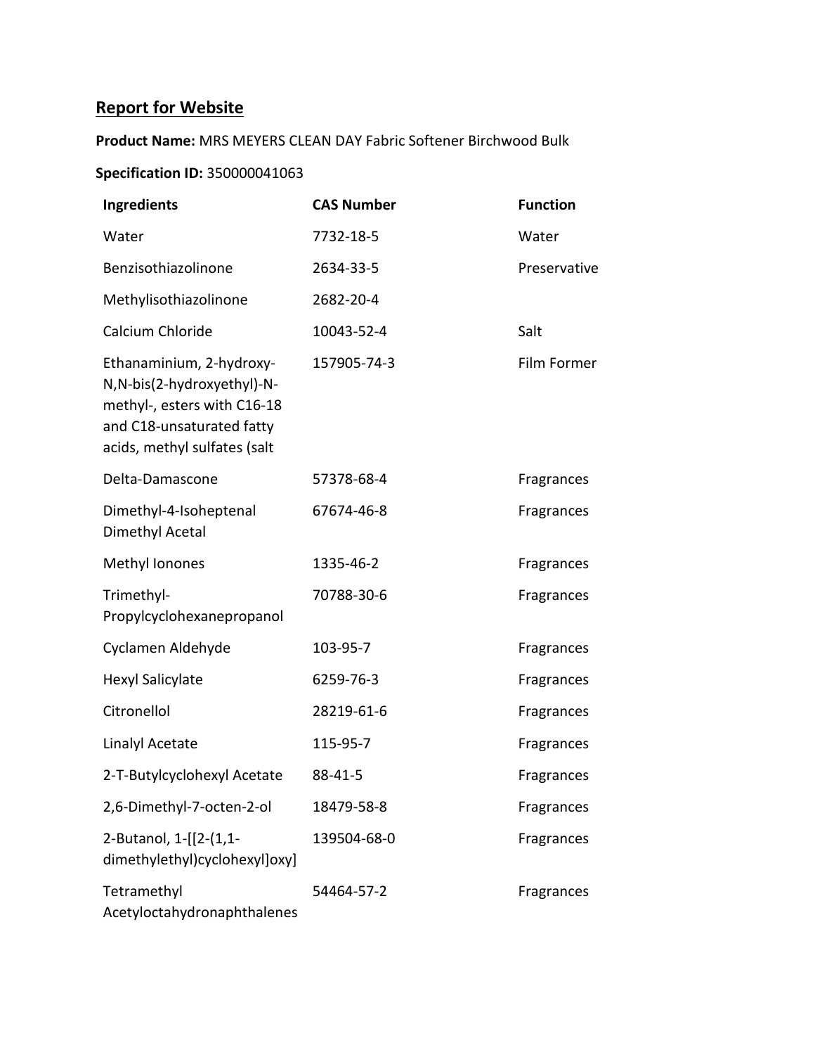## Report for Website

**Product Name:** MRS MEYERS CLEAN DAY Fabric Softener Birchwood Bulk

**Specification ID:** 350000041063

| Ingredients | CAS Number | Function |
| --- | --- | --- |
| Water | 7732-18-5 | Water |
| Benzisothiazolinone | 2634-33-5 | Preservative |
| Methylisothiazolinone | 2682-20-4 | |
| Calcium Chloride | 10043-52-4 | Salt |
| Ethanaminium, 2-hydroxy-N,N-bis(2-hydroxyethyl)-N-methyl-, esters with C16-18 and C18-unsaturated fatty acids, methyl sulfates (salt | 157905-74-3 | Film Former |
| Delta-Damascone | 57378-68-4 | Fragrances |
| Dimethyl-4-Isoheptenal Dimethyl Acetal | 67674-46-8 | Fragrances |
| Methyl Ionones | 1335-46-2 | Fragrances |
| Trimethyl-Propylcyclohexanepropanol | 70788-30-6 | Fragrances |
| Cyclamen Aldehyde | 103-95-7 | Fragrances |
| Hexyl Salicylate | 6259-76-3 | Fragrances |
| Citronellol | 28219-61-6 | Fragrances |
| Linalyl Acetate | 115-95-7 | Fragrances |
| 2-T-Butylcyclohexyl Acetate | 88-41-5 | Fragrances |
| 2,6-Dimethyl-7-octen-2-ol | 18479-58-8 | Fragrances |
| 2-Butanol, 1-[[2-(1,1-dimethylethyl)cyclohexyl]oxy] | 139504-68-0 | Fragrances |
| Tetramethyl Acetyloctahydronaphthalenes | 54464-57-2 | Fragrances |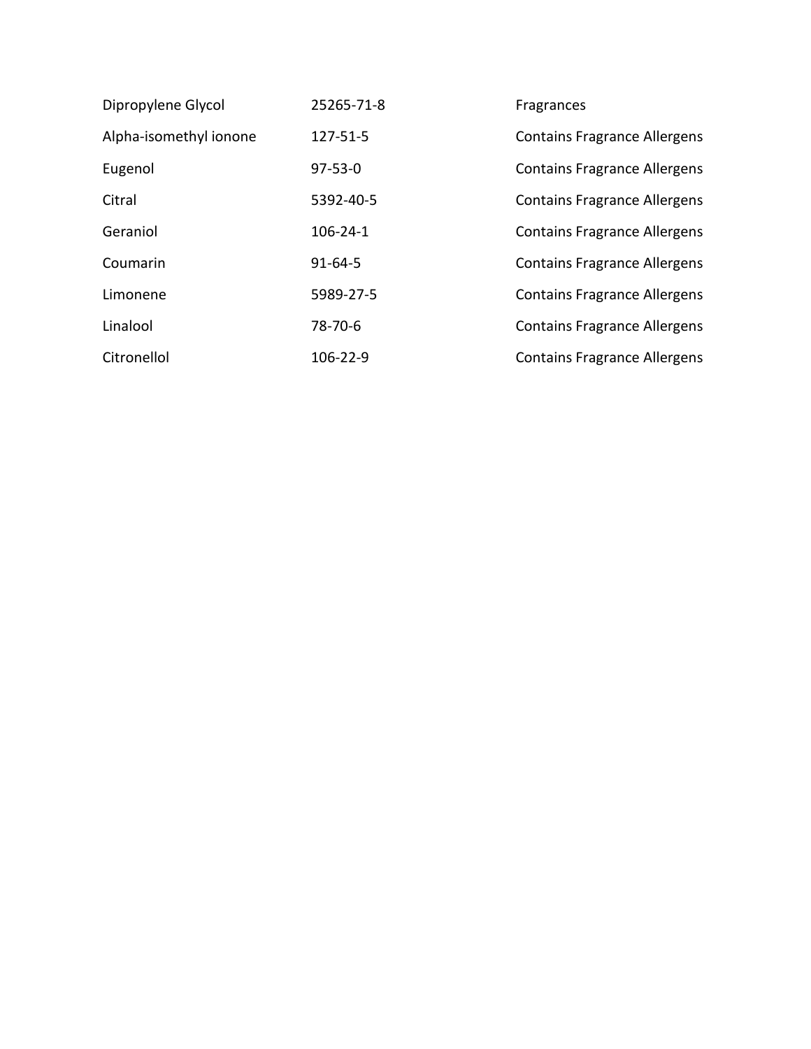| | | |
|---|---|---|
| Dipropylene Glycol | 25265-71-8 | Fragrances |
| Alpha-isomethyl ionone | 127-51-5 | Contains Fragrance Allergens |
| Eugenol | 97-53-0 | Contains Fragrance Allergens |
| Citral | 5392-40-5 | Contains Fragrance Allergens |
| Geraniol | 106-24-1 | Contains Fragrance Allergens |
| Coumarin | 91-64-5 | Contains Fragrance Allergens |
| Limonene | 5989-27-5 | Contains Fragrance Allergens |
| Linalool | 78-70-6 | Contains Fragrance Allergens |
| Citronellol | 106-22-9 | Contains Fragrance Allergens |